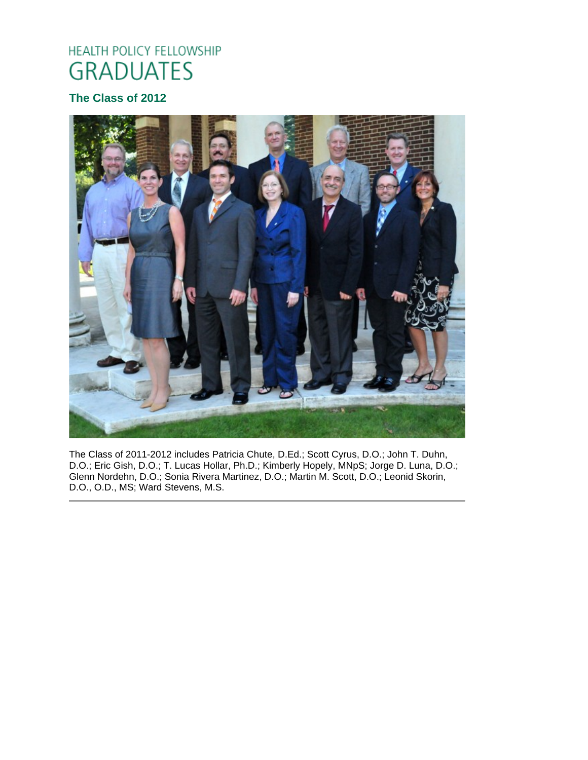# HEALTH POLICY FELLOWSHIP GRADUATES

## The Class of 2012

The Class of 2011-2012 includes Patricia Chute, D.Ed.; Scott Cyrus, D.O.; John T. Duhn, D.O.; Eric Gish, D.O.; T. Lucas Hollar, Ph.D.; Kimberly Hopely, MNpS; Jorge D. Luna, D.O.; Glenn Nordehn, D.O.; Sonia Rivera Martinez, D.O.; Martin M. Scott, D.O.; Leonid Skorin, D.O., O.D., MS; Ward Stevens, M.S.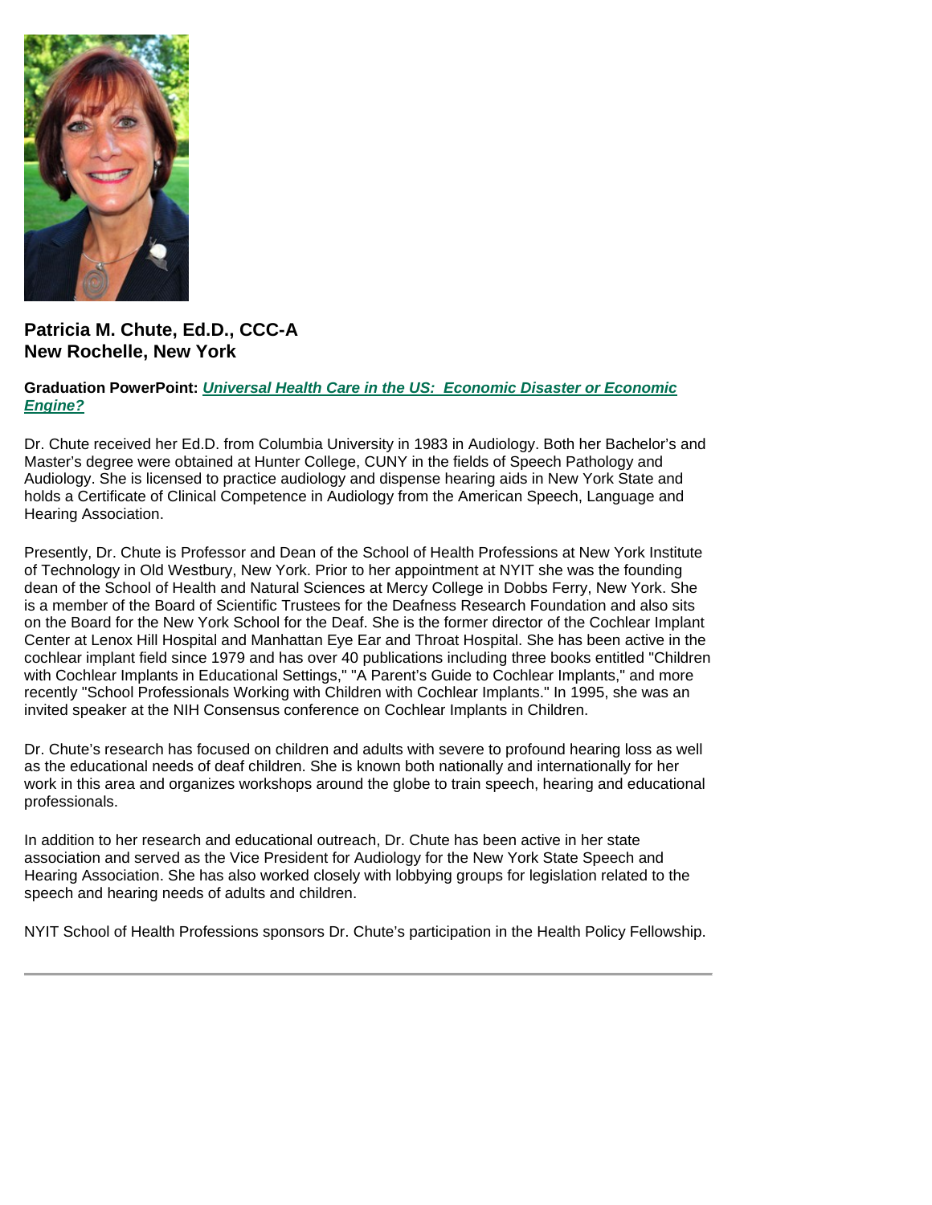**Patricia M. Chute, Ed.D., CCC-A**
**New Rochelle, New York**

**Graduation PowerPoint:** ***Universal Health Care in the US: Economic Disaster or Economic Engine?***

Dr. Chute received her Ed.D. from Columbia University in 1983 in Audiology. Both her Bachelor's and Master's degree were obtained at Hunter College, CUNY in the fields of Speech Pathology and Audiology. She is licensed to practice audiology and dispense hearing aids in New York State and holds a Certificate of Clinical Competence in Audiology from the American Speech, Language and Hearing Association.

Presently, Dr. Chute is Professor and Dean of the School of Health Professions at New York Institute of Technology in Old Westbury, New York. Prior to her appointment at NYIT she was the founding dean of the School of Health and Natural Sciences at Mercy College in Dobbs Ferry, New York. She is a member of the Board of Scientific Trustees for the Deafness Research Foundation and also sits on the Board for the New York School for the Deaf. She is the former director of the Cochlear Implant Center at Lenox Hill Hospital and Manhattan Eye Ear and Throat Hospital. She has been active in the cochlear implant field since 1979 and has over 40 publications including three books entitled "Children with Cochlear Implants in Educational Settings," "A Parent's Guide to Cochlear Implants," and more recently "School Professionals Working with Children with Cochlear Implants." In 1995, she was an invited speaker at the NIH Consensus conference on Cochlear Implants in Children.

Dr. Chute's research has focused on children and adults with severe to profound hearing loss as well as the educational needs of deaf children. She is known both nationally and internationally for her work in this area and organizes workshops around the globe to train speech, hearing and educational professionals.

In addition to her research and educational outreach, Dr. Chute has been active in her state association and served as the Vice President for Audiology for the New York State Speech and Hearing Association. She has also worked closely with lobbying groups for legislation related to the speech and hearing needs of adults and children.

NYIT School of Health Professions sponsors Dr. Chute's participation in the Health Policy Fellowship.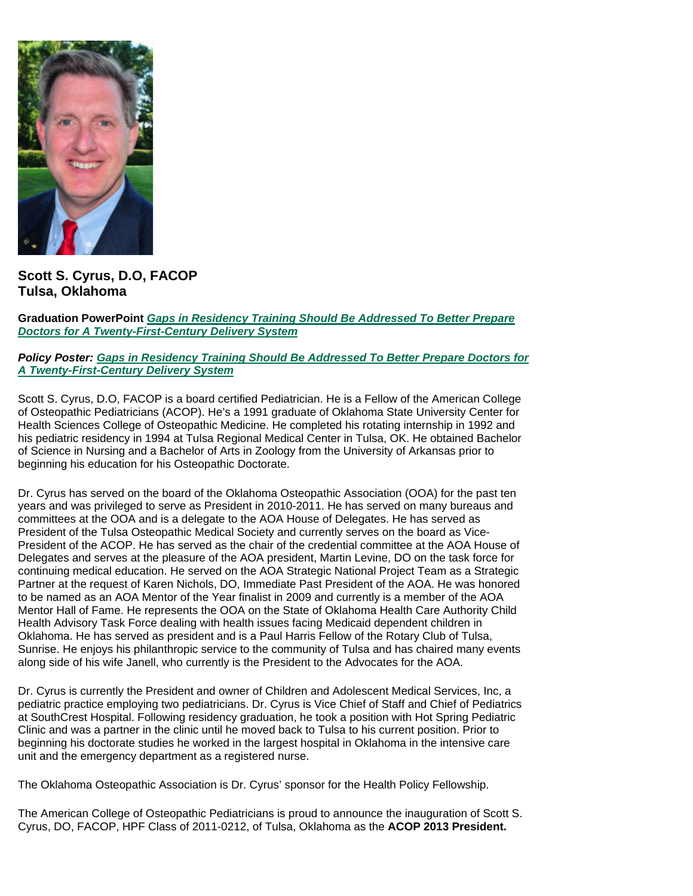**Scott S. Cyrus, D.O, FACOP**
**Tulsa, Oklahoma**

**Graduation PowerPoint** ***Gaps in Residency Training Should Be Addressed To Better Prepare Doctors for A Twenty-First-Century Delivery System***

***Policy Poster: Gaps in Residency Training Should Be Addressed To Better Prepare Doctors for A Twenty-First-Century Delivery System***

Scott S. Cyrus, D.O, FACOP is a board certified Pediatrician. He is a Fellow of the American College of Osteopathic Pediatricians (ACOP). He's a 1991 graduate of Oklahoma State University Center for Health Sciences College of Osteopathic Medicine. He completed his rotating internship in 1992 and his pediatric residency in 1994 at Tulsa Regional Medical Center in Tulsa, OK. He obtained Bachelor of Science in Nursing and a Bachelor of Arts in Zoology from the University of Arkansas prior to beginning his education for his Osteopathic Doctorate.

Dr. Cyrus has served on the board of the Oklahoma Osteopathic Association (OOA) for the past ten years and was privileged to serve as President in 2010-2011. He has served on many bureaus and committees at the OOA and is a delegate to the AOA House of Delegates. He has served as President of the Tulsa Osteopathic Medical Society and currently serves on the board as Vice-President of the ACOP. He has served as the chair of the credential committee at the AOA House of Delegates and serves at the pleasure of the AOA president, Martin Levine, DO on the task force for continuing medical education. He served on the AOA Strategic National Project Team as a Strategic Partner at the request of Karen Nichols, DO, Immediate Past President of the AOA. He was honored to be named as an AOA Mentor of the Year finalist in 2009 and currently is a member of the AOA Mentor Hall of Fame. He represents the OOA on the State of Oklahoma Health Care Authority Child Health Advisory Task Force dealing with health issues facing Medicaid dependent children in Oklahoma. He has served as president and is a Paul Harris Fellow of the Rotary Club of Tulsa, Sunrise. He enjoys his philanthropic service to the community of Tulsa and has chaired many events along side of his wife Janell, who currently is the President to the Advocates for the AOA.

Dr. Cyrus is currently the President and owner of Children and Adolescent Medical Services, Inc, a pediatric practice employing two pediatricians. Dr. Cyrus is Vice Chief of Staff and Chief of Pediatrics at SouthCrest Hospital. Following residency graduation, he took a position with Hot Spring Pediatric Clinic and was a partner in the clinic until he moved back to Tulsa to his current position. Prior to beginning his doctorate studies he worked in the largest hospital in Oklahoma in the intensive care unit and the emergency department as a registered nurse.

The Oklahoma Osteopathic Association is Dr. Cyrus' sponsor for the Health Policy Fellowship.

The American College of Osteopathic Pediatricians is proud to announce the inauguration of Scott S. Cyrus, DO, FACOP, HPF Class of 2011-0212, of Tulsa, Oklahoma as the **ACOP 2013 President.**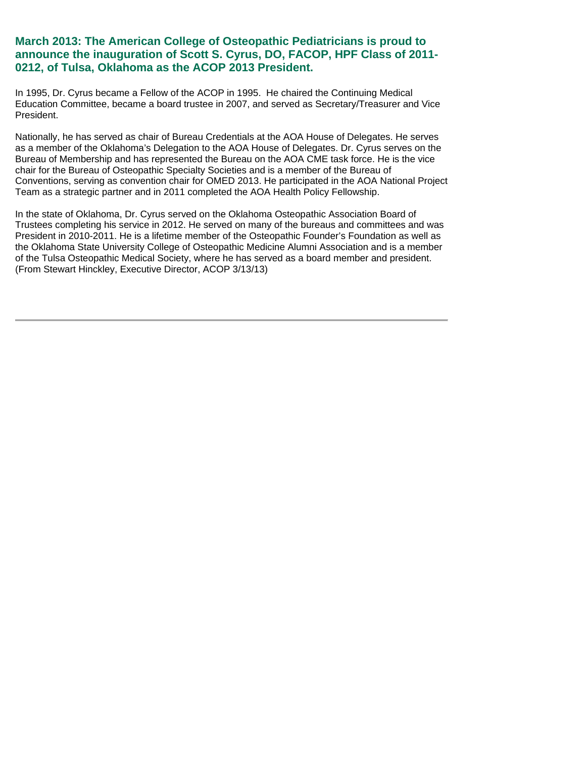### March 2013: The American College of Osteopathic Pediatricians is proud to announce the inauguration of Scott S. Cyrus, DO, FACOP, HPF Class of 2011-0212, of Tulsa, Oklahoma as the ACOP 2013 President.

In 1995, Dr. Cyrus became a Fellow of the ACOP in 1995. He chaired the Continuing Medical Education Committee, became a board trustee in 2007, and served as Secretary/Treasurer and Vice President.

Nationally, he has served as chair of Bureau Credentials at the AOA House of Delegates. He serves as a member of the Oklahoma's Delegation to the AOA House of Delegates. Dr. Cyrus serves on the Bureau of Membership and has represented the Bureau on the AOA CME task force. He is the vice chair for the Bureau of Osteopathic Specialty Societies and is a member of the Bureau of Conventions, serving as convention chair for OMED 2013. He participated in the AOA National Project Team as a strategic partner and in 2011 completed the AOA Health Policy Fellowship.

In the state of Oklahoma, Dr. Cyrus served on the Oklahoma Osteopathic Association Board of Trustees completing his service in 2012. He served on many of the bureaus and committees and was President in 2010-2011. He is a lifetime member of the Osteopathic Founder's Foundation as well as the Oklahoma State University College of Osteopathic Medicine Alumni Association and is a member of the Tulsa Osteopathic Medical Society, where he has served as a board member and president. (From Stewart Hinckley, Executive Director, ACOP 3/13/13)

---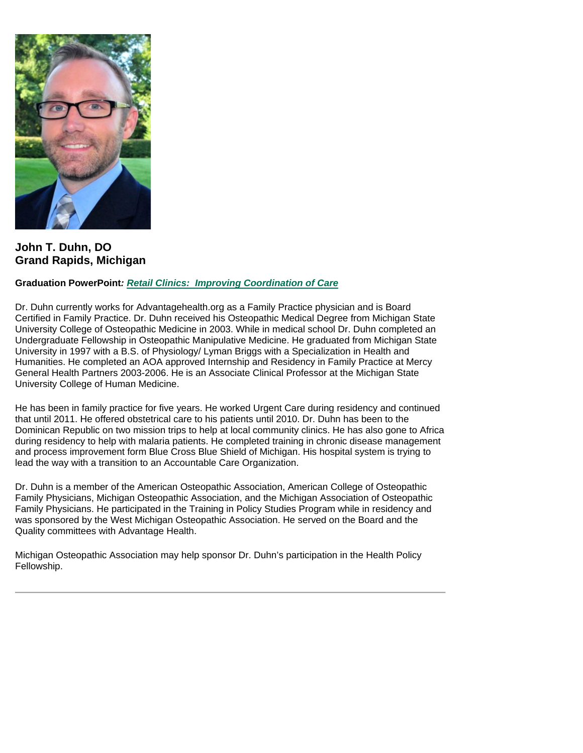**John T. Duhn, DO**
**Grand Rapids, Michigan**

**Graduation PowerPoint*: Retail Clinics: Improving Coordination of Care***

Dr. Duhn currently works for Advantagehealth.org as a Family Practice physician and is Board Certified in Family Practice. Dr. Duhn received his Osteopathic Medical Degree from Michigan State University College of Osteopathic Medicine in 2003. While in medical school Dr. Duhn completed an Undergraduate Fellowship in Osteopathic Manipulative Medicine. He graduated from Michigan State University in 1997 with a B.S. of Physiology/ Lyman Briggs with a Specialization in Health and Humanities. He completed an AOA approved Internship and Residency in Family Practice at Mercy General Health Partners 2003-2006. He is an Associate Clinical Professor at the Michigan State University College of Human Medicine.

He has been in family practice for five years. He worked Urgent Care during residency and continued that until 2011. He offered obstetrical care to his patients until 2010. Dr. Duhn has been to the Dominican Republic on two mission trips to help at local community clinics. He has also gone to Africa during residency to help with malaria patients. He completed training in chronic disease management and process improvement form Blue Cross Blue Shield of Michigan. His hospital system is trying to lead the way with a transition to an Accountable Care Organization.

Dr. Duhn is a member of the American Osteopathic Association, American College of Osteopathic Family Physicians, Michigan Osteopathic Association, and the Michigan Association of Osteopathic Family Physicians. He participated in the Training in Policy Studies Program while in residency and was sponsored by the West Michigan Osteopathic Association. He served on the Board and the Quality committees with Advantage Health.

Michigan Osteopathic Association may help sponsor Dr. Duhn's participation in the Health Policy Fellowship.

---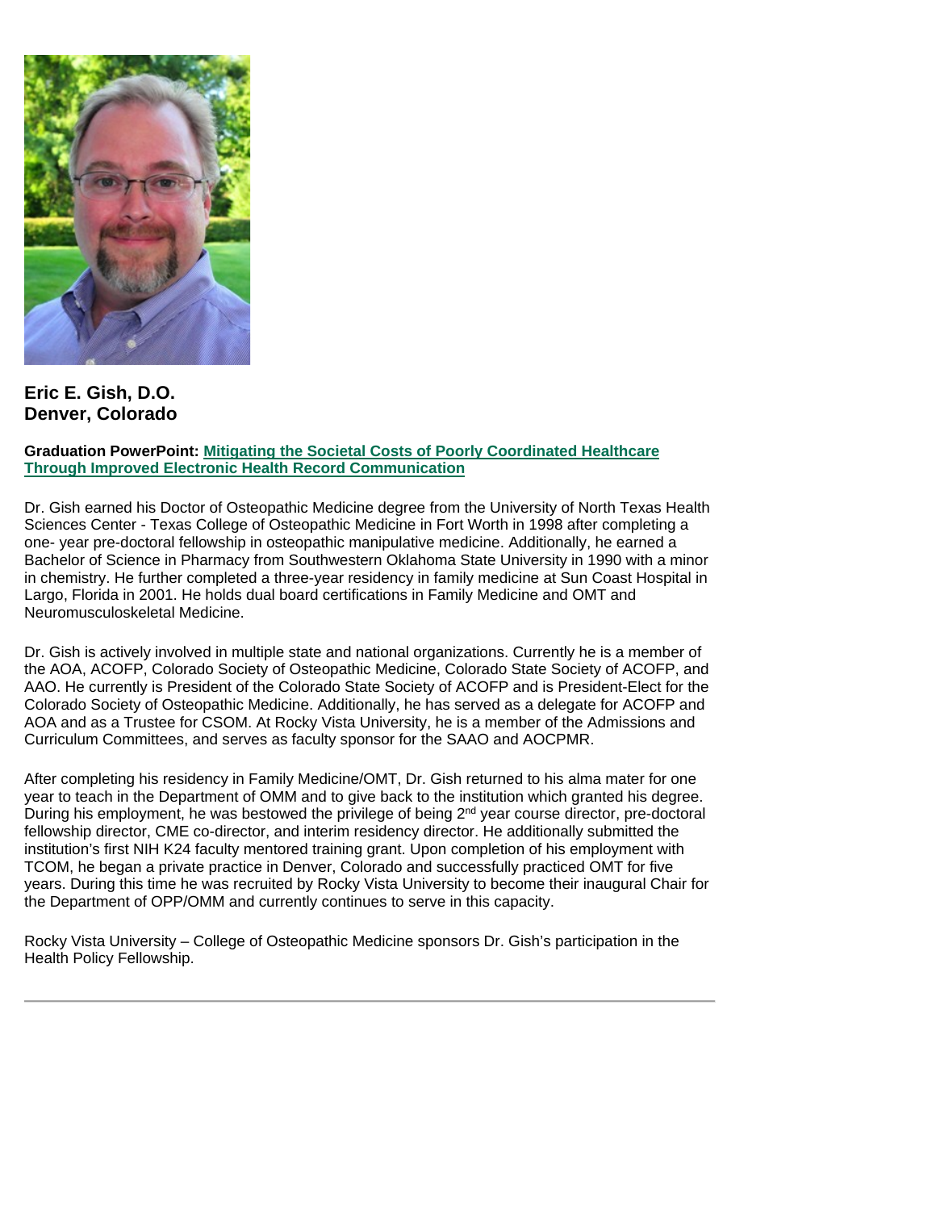**Eric E. Gish, D.O.**
**Denver, Colorado**

**Graduation PowerPoint: Mitigating the Societal Costs of Poorly Coordinated Healthcare Through Improved Electronic Health Record Communication**

Dr. Gish earned his Doctor of Osteopathic Medicine degree from the University of North Texas Health Sciences Center - Texas College of Osteopathic Medicine in Fort Worth in 1998 after completing a one- year pre-doctoral fellowship in osteopathic manipulative medicine. Additionally, he earned a Bachelor of Science in Pharmacy from Southwestern Oklahoma State University in 1990 with a minor in chemistry. He further completed a three-year residency in family medicine at Sun Coast Hospital in Largo, Florida in 2001. He holds dual board certifications in Family Medicine and OMT and Neuromusculoskeletal Medicine.

Dr. Gish is actively involved in multiple state and national organizations. Currently he is a member of the AOA, ACOFP, Colorado Society of Osteopathic Medicine, Colorado State Society of ACOFP, and AAO. He currently is President of the Colorado State Society of ACOFP and is President-Elect for the Colorado Society of Osteopathic Medicine. Additionally, he has served as a delegate for ACOFP and AOA and as a Trustee for CSOM. At Rocky Vista University, he is a member of the Admissions and Curriculum Committees, and serves as faculty sponsor for the SAAO and AOCPMR.

After completing his residency in Family Medicine/OMT, Dr. Gish returned to his alma mater for one year to teach in the Department of OMM and to give back to the institution which granted his degree. During his employment, he was bestowed the privilege of being 2nd year course director, pre-doctoral fellowship director, CME co-director, and interim residency director. He additionally submitted the institution's first NIH K24 faculty mentored training grant. Upon completion of his employment with TCOM, he began a private practice in Denver, Colorado and successfully practiced OMT for five years. During this time he was recruited by Rocky Vista University to become their inaugural Chair for the Department of OPP/OMM and currently continues to serve in this capacity.

Rocky Vista University – College of Osteopathic Medicine sponsors Dr. Gish's participation in the Health Policy Fellowship.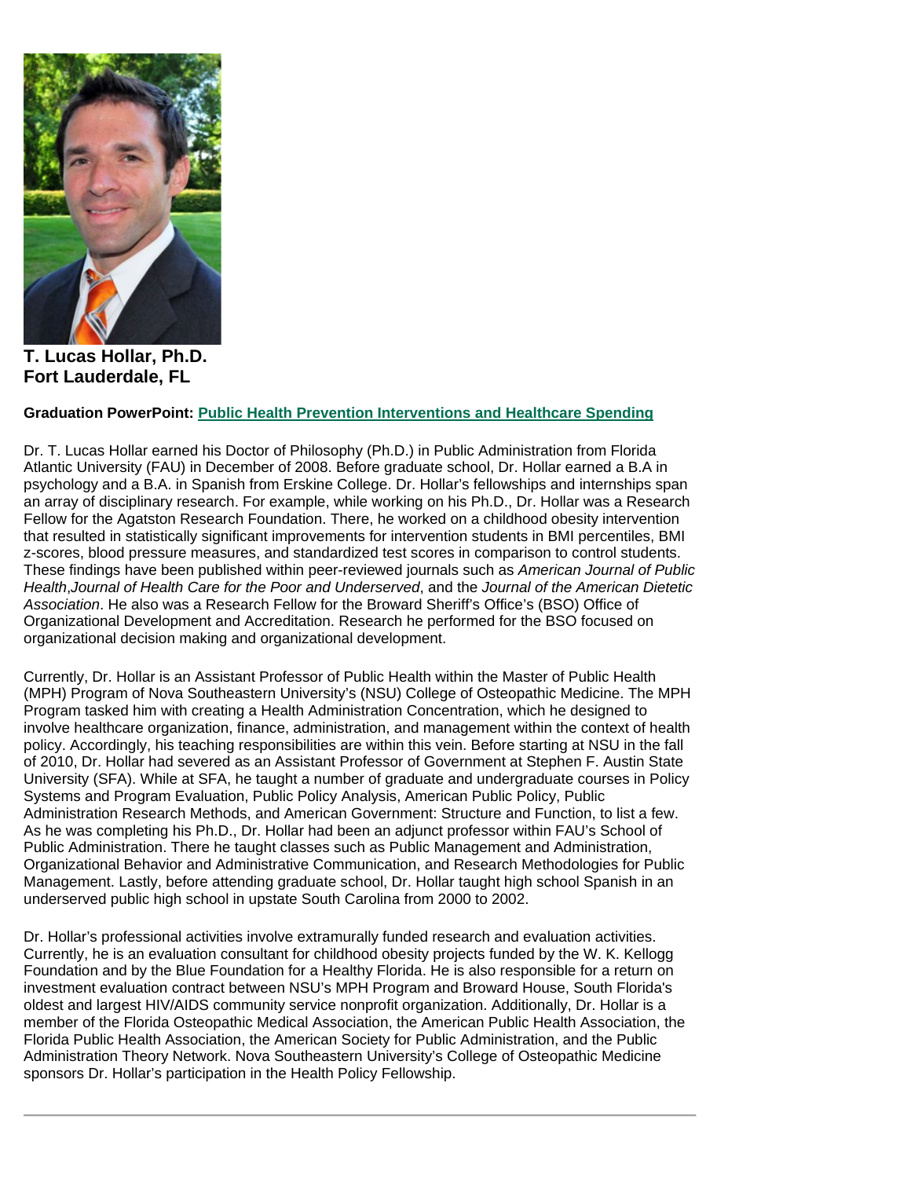**T. Lucas Hollar, Ph.D.**
**Fort Lauderdale, FL**

**Graduation PowerPoint: Public Health Prevention Interventions and Healthcare Spending**

Dr. T. Lucas Hollar earned his Doctor of Philosophy (Ph.D.) in Public Administration from Florida Atlantic University (FAU) in December of 2008. Before graduate school, Dr. Hollar earned a B.A in psychology and a B.A. in Spanish from Erskine College. Dr. Hollar's fellowships and internships span an array of disciplinary research. For example, while working on his Ph.D., Dr. Hollar was a Research Fellow for the Agatston Research Foundation. There, he worked on a childhood obesity intervention that resulted in statistically significant improvements for intervention students in BMI percentiles, BMI z-scores, blood pressure measures, and standardized test scores in comparison to control students. These findings have been published within peer-reviewed journals such as *American Journal of Public Health*,*Journal of Health Care for the Poor and Underserved*, and the *Journal of the American Dietetic Association*. He also was a Research Fellow for the Broward Sheriff's Office's (BSO) Office of Organizational Development and Accreditation. Research he performed for the BSO focused on organizational decision making and organizational development.

Currently, Dr. Hollar is an Assistant Professor of Public Health within the Master of Public Health (MPH) Program of Nova Southeastern University's (NSU) College of Osteopathic Medicine. The MPH Program tasked him with creating a Health Administration Concentration, which he designed to involve healthcare organization, finance, administration, and management within the context of health policy. Accordingly, his teaching responsibilities are within this vein. Before starting at NSU in the fall of 2010, Dr. Hollar had severed as an Assistant Professor of Government at Stephen F. Austin State University (SFA). While at SFA, he taught a number of graduate and undergraduate courses in Policy Systems and Program Evaluation, Public Policy Analysis, American Public Policy, Public Administration Research Methods, and American Government: Structure and Function, to list a few. As he was completing his Ph.D., Dr. Hollar had been an adjunct professor within FAU's School of Public Administration. There he taught classes such as Public Management and Administration, Organizational Behavior and Administrative Communication, and Research Methodologies for Public Management. Lastly, before attending graduate school, Dr. Hollar taught high school Spanish in an underserved public high school in upstate South Carolina from 2000 to 2002.

Dr. Hollar's professional activities involve extramurally funded research and evaluation activities. Currently, he is an evaluation consultant for childhood obesity projects funded by the W. K. Kellogg Foundation and by the Blue Foundation for a Healthy Florida. He is also responsible for a return on investment evaluation contract between NSU's MPH Program and Broward House, South Florida's oldest and largest HIV/AIDS community service nonprofit organization. Additionally, Dr. Hollar is a member of the Florida Osteopathic Medical Association, the American Public Health Association, the Florida Public Health Association, the American Society for Public Administration, and the Public Administration Theory Network. Nova Southeastern University's College of Osteopathic Medicine sponsors Dr. Hollar's participation in the Health Policy Fellowship.

---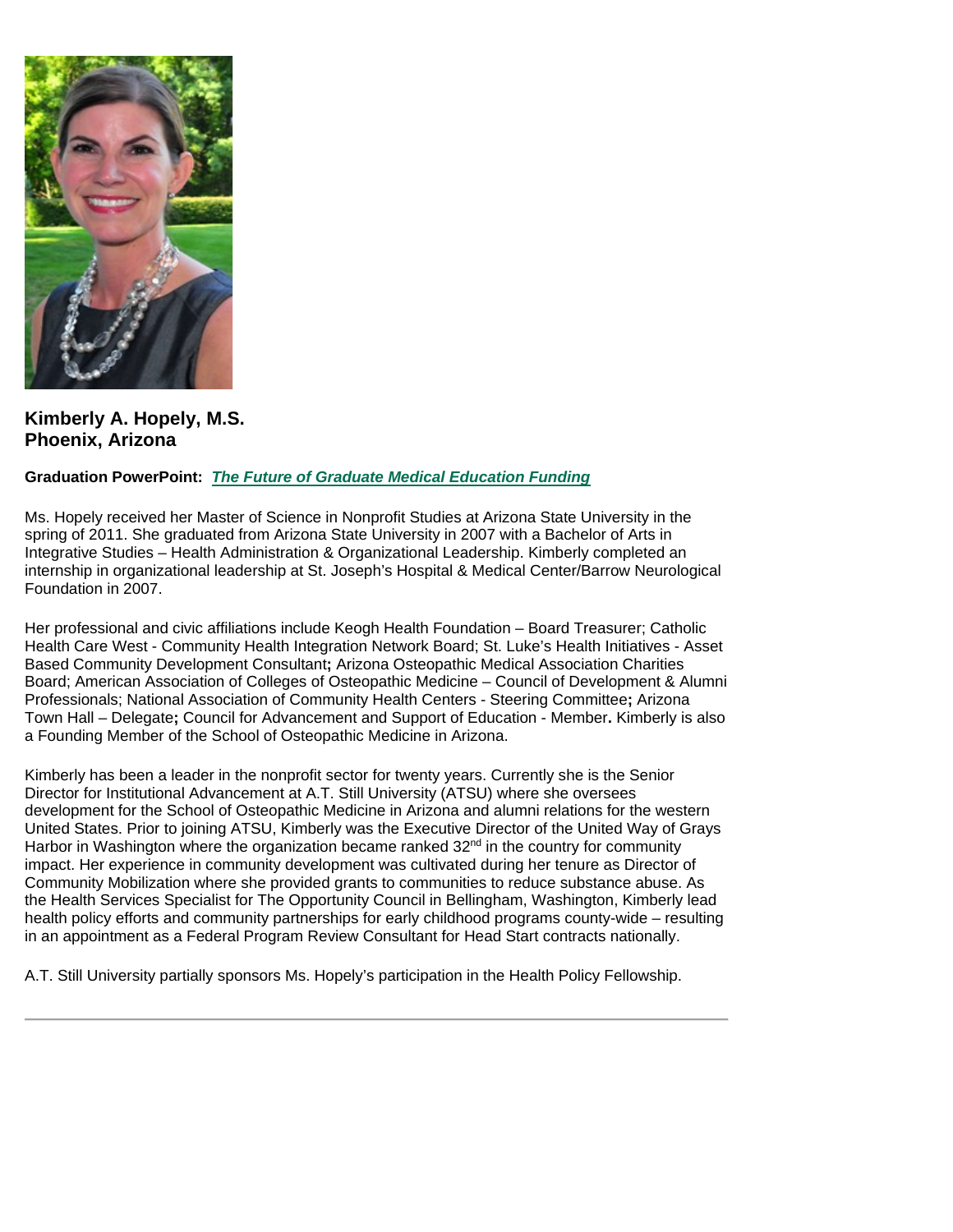**Kimberly A. Hopely, M.S.**
**Phoenix, Arizona**

**Graduation PowerPoint:** ***The Future of Graduate Medical Education Funding***

Ms. Hopely received her Master of Science in Nonprofit Studies at Arizona State University in the spring of 2011. She graduated from Arizona State University in 2007 with a Bachelor of Arts in Integrative Studies – Health Administration & Organizational Leadership. Kimberly completed an internship in organizational leadership at St. Joseph's Hospital & Medical Center/Barrow Neurological Foundation in 2007.

Her professional and civic affiliations include Keogh Health Foundation – Board Treasurer; Catholic Health Care West - Community Health Integration Network Board; St. Luke's Health Initiatives - Asset Based Community Development Consultant**;** Arizona Osteopathic Medical Association Charities Board; American Association of Colleges of Osteopathic Medicine – Council of Development & Alumni Professionals; National Association of Community Health Centers - Steering Committee**;** Arizona Town Hall – Delegate**;** Council for Advancement and Support of Education - Member**.** Kimberly is also a Founding Member of the School of Osteopathic Medicine in Arizona.

Kimberly has been a leader in the nonprofit sector for twenty years. Currently she is the Senior Director for Institutional Advancement at A.T. Still University (ATSU) where she oversees development for the School of Osteopathic Medicine in Arizona and alumni relations for the western United States. Prior to joining ATSU, Kimberly was the Executive Director of the United Way of Grays Harbor in Washington where the organization became ranked 32nd in the country for community impact. Her experience in community development was cultivated during her tenure as Director of Community Mobilization where she provided grants to communities to reduce substance abuse. As the Health Services Specialist for The Opportunity Council in Bellingham, Washington, Kimberly lead health policy efforts and community partnerships for early childhood programs county-wide – resulting in an appointment as a Federal Program Review Consultant for Head Start contracts nationally.

A.T. Still University partially sponsors Ms. Hopely's participation in the Health Policy Fellowship.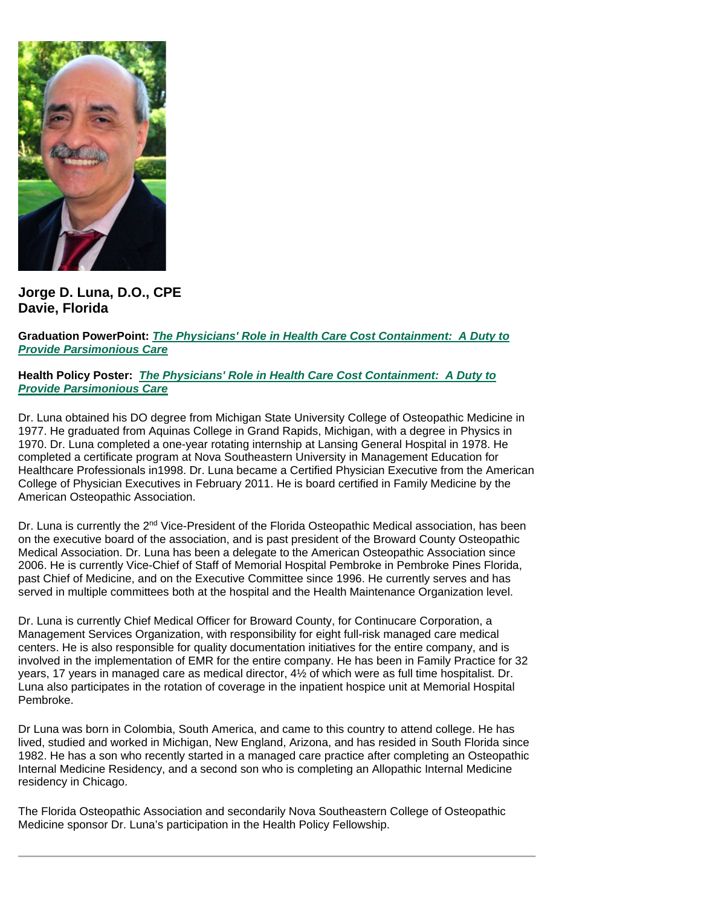**Jorge D. Luna, D.O., CPE**
**Davie, Florida**

**Graduation PowerPoint:** ***The Physicians' Role in Health Care Cost Containment: A Duty to Provide Parsimonious Care***

**Health Policy Poster:** ***The Physicians' Role in Health Care Cost Containment: A Duty to Provide Parsimonious Care***

Dr. Luna obtained his DO degree from Michigan State University College of Osteopathic Medicine in 1977. He graduated from Aquinas College in Grand Rapids, Michigan, with a degree in Physics in 1970. Dr. Luna completed a one-year rotating internship at Lansing General Hospital in 1978. He completed a certificate program at Nova Southeastern University in Management Education for Healthcare Professionals in1998. Dr. Luna became a Certified Physician Executive from the American College of Physician Executives in February 2011. He is board certified in Family Medicine by the American Osteopathic Association.

Dr. Luna is currently the 2nd Vice-President of the Florida Osteopathic Medical association, has been on the executive board of the association, and is past president of the Broward County Osteopathic Medical Association. Dr. Luna has been a delegate to the American Osteopathic Association since 2006. He is currently Vice-Chief of Staff of Memorial Hospital Pembroke in Pembroke Pines Florida, past Chief of Medicine, and on the Executive Committee since 1996. He currently serves and has served in multiple committees both at the hospital and the Health Maintenance Organization level.

Dr. Luna is currently Chief Medical Officer for Broward County, for Continucare Corporation, a Management Services Organization, with responsibility for eight full-risk managed care medical centers. He is also responsible for quality documentation initiatives for the entire company, and is involved in the implementation of EMR for the entire company. He has been in Family Practice for 32 years, 17 years in managed care as medical director, 4½ of which were as full time hospitalist. Dr. Luna also participates in the rotation of coverage in the inpatient hospice unit at Memorial Hospital Pembroke.

Dr Luna was born in Colombia, South America, and came to this country to attend college. He has lived, studied and worked in Michigan, New England, Arizona, and has resided in South Florida since 1982. He has a son who recently started in a managed care practice after completing an Osteopathic Internal Medicine Residency, and a second son who is completing an Allopathic Internal Medicine residency in Chicago.

The Florida Osteopathic Association and secondarily Nova Southeastern College of Osteopathic Medicine sponsor Dr. Luna's participation in the Health Policy Fellowship.

---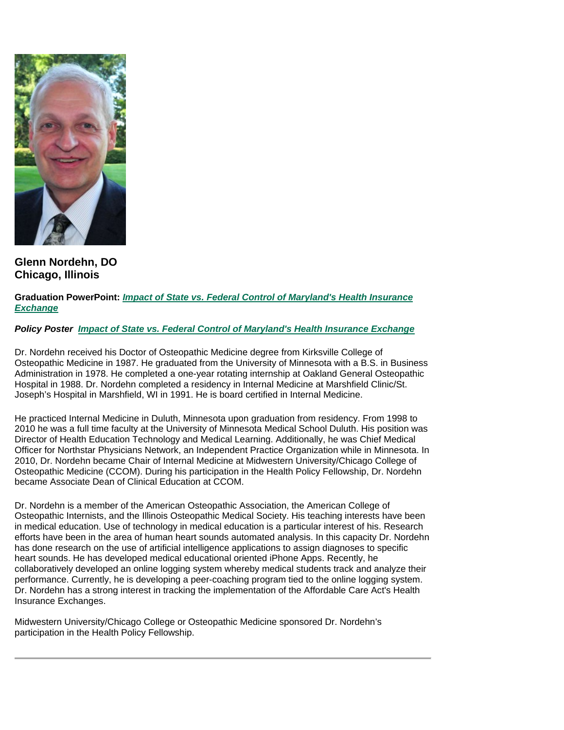**Glenn Nordehn, DO**
**Chicago, Illinois**

**Graduation PowerPoint:** ***Impact of State vs. Federal Control of Maryland's Health Insurance Exchange***

***Policy Poster*** ***Impact of State vs. Federal Control of Maryland's Health Insurance Exchange***

Dr. Nordehn received his Doctor of Osteopathic Medicine degree from Kirksville College of Osteopathic Medicine in 1987. He graduated from the University of Minnesota with a B.S. in Business Administration in 1978. He completed a one-year rotating internship at Oakland General Osteopathic Hospital in 1988. Dr. Nordehn completed a residency in Internal Medicine at Marshfield Clinic/St. Joseph's Hospital in Marshfield, WI in 1991. He is board certified in Internal Medicine.

He practiced Internal Medicine in Duluth, Minnesota upon graduation from residency. From 1998 to 2010 he was a full time faculty at the University of Minnesota Medical School Duluth. His position was Director of Health Education Technology and Medical Learning. Additionally, he was Chief Medical Officer for Northstar Physicians Network, an Independent Practice Organization while in Minnesota. In 2010, Dr. Nordehn became Chair of Internal Medicine at Midwestern University/Chicago College of Osteopathic Medicine (CCOM). During his participation in the Health Policy Fellowship, Dr. Nordehn became Associate Dean of Clinical Education at CCOM.

Dr. Nordehn is a member of the American Osteopathic Association, the American College of Osteopathic Internists, and the Illinois Osteopathic Medical Society. His teaching interests have been in medical education. Use of technology in medical education is a particular interest of his. Research efforts have been in the area of human heart sounds automated analysis. In this capacity Dr. Nordehn has done research on the use of artificial intelligence applications to assign diagnoses to specific heart sounds. He has developed medical educational oriented iPhone Apps. Recently, he collaboratively developed an online logging system whereby medical students track and analyze their performance. Currently, he is developing a peer-coaching program tied to the online logging system. Dr. Nordehn has a strong interest in tracking the implementation of the Affordable Care Act's Health Insurance Exchanges.

Midwestern University/Chicago College or Osteopathic Medicine sponsored Dr. Nordehn's participation in the Health Policy Fellowship.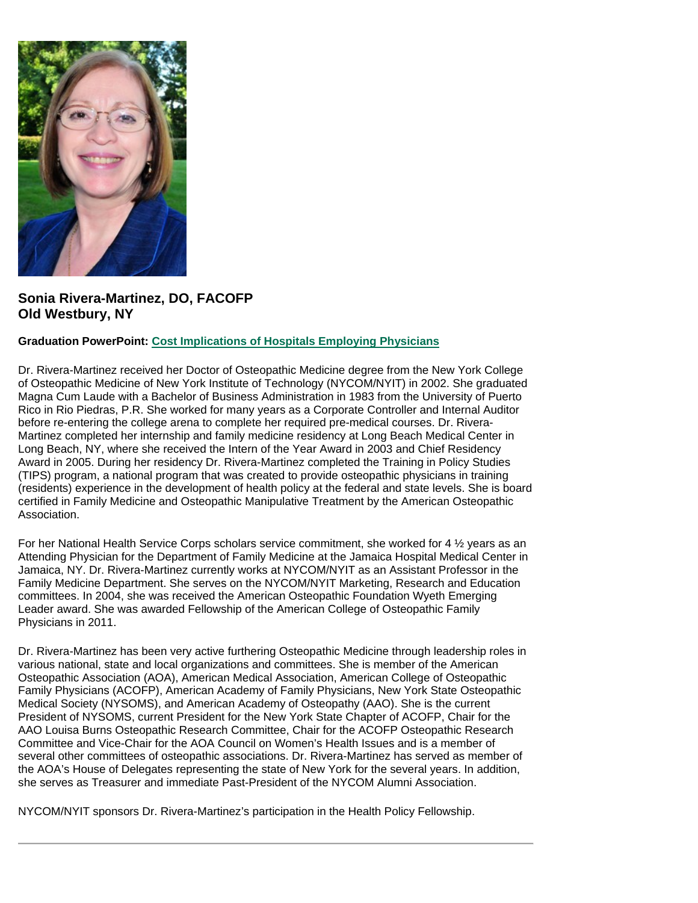**Sonia Rivera-Martinez, DO, FACOFP**
**Old Westbury, NY**

**Graduation PowerPoint: Cost Implications of Hospitals Employing Physicians**

Dr. Rivera-Martinez received her Doctor of Osteopathic Medicine degree from the New York College of Osteopathic Medicine of New York Institute of Technology (NYCOM/NYIT) in 2002. She graduated Magna Cum Laude with a Bachelor of Business Administration in 1983 from the University of Puerto Rico in Rio Piedras, P.R. She worked for many years as a Corporate Controller and Internal Auditor before re-entering the college arena to complete her required pre-medical courses. Dr. Rivera-Martinez completed her internship and family medicine residency at Long Beach Medical Center in Long Beach, NY, where she received the Intern of the Year Award in 2003 and Chief Residency Award in 2005. During her residency Dr. Rivera-Martinez completed the Training in Policy Studies (TIPS) program, a national program that was created to provide osteopathic physicians in training (residents) experience in the development of health policy at the federal and state levels. She is board certified in Family Medicine and Osteopathic Manipulative Treatment by the American Osteopathic Association.

For her National Health Service Corps scholars service commitment, she worked for 4 ½ years as an Attending Physician for the Department of Family Medicine at the Jamaica Hospital Medical Center in Jamaica, NY. Dr. Rivera-Martinez currently works at NYCOM/NYIT as an Assistant Professor in the Family Medicine Department. She serves on the NYCOM/NYIT Marketing, Research and Education committees. In 2004, she was received the American Osteopathic Foundation Wyeth Emerging Leader award. She was awarded Fellowship of the American College of Osteopathic Family Physicians in 2011.

Dr. Rivera-Martinez has been very active furthering Osteopathic Medicine through leadership roles in various national, state and local organizations and committees. She is member of the American Osteopathic Association (AOA), American Medical Association, American College of Osteopathic Family Physicians (ACOFP), American Academy of Family Physicians, New York State Osteopathic Medical Society (NYSOMS), and American Academy of Osteopathy (AAO). She is the current President of NYSOMS, current President for the New York State Chapter of ACOFP, Chair for the AAO Louisa Burns Osteopathic Research Committee, Chair for the ACOFP Osteopathic Research Committee and Vice-Chair for the AOA Council on Women's Health Issues and is a member of several other committees of osteopathic associations. Dr. Rivera-Martinez has served as member of the AOA's House of Delegates representing the state of New York for the several years. In addition, she serves as Treasurer and immediate Past-President of the NYCOM Alumni Association.

NYCOM/NYIT sponsors Dr. Rivera-Martinez's participation in the Health Policy Fellowship.

---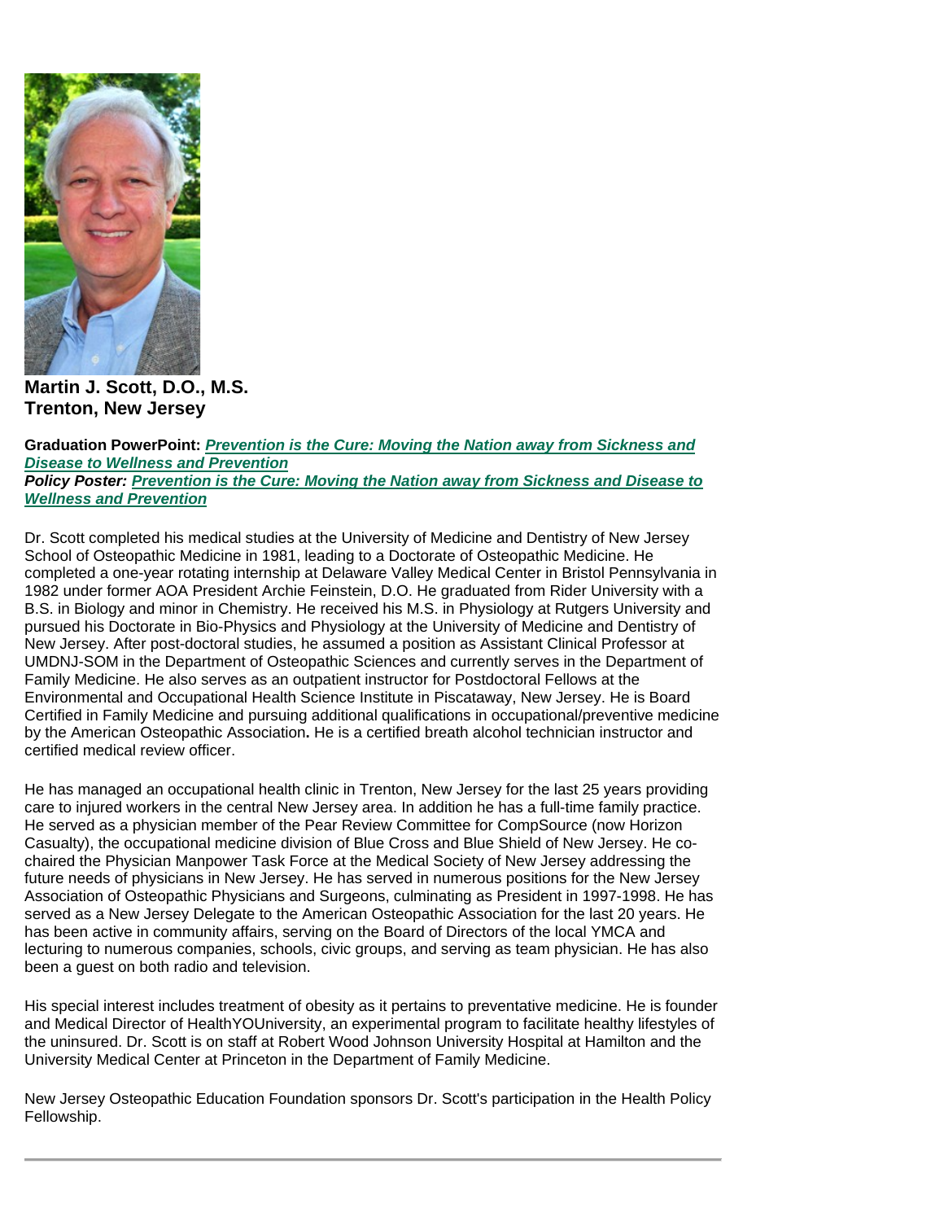**Martin J. Scott, D.O., M.S.**
**Trenton, New Jersey**

**Graduation PowerPoint:** ***Prevention is the Cure: Moving the Nation away from Sickness and Disease to Wellness and Prevention***
***Policy Poster:*** ***Prevention is the Cure: Moving the Nation away from Sickness and Disease to Wellness and Prevention***

Dr. Scott completed his medical studies at the University of Medicine and Dentistry of New Jersey School of Osteopathic Medicine in 1981, leading to a Doctorate of Osteopathic Medicine. He completed a one-year rotating internship at Delaware Valley Medical Center in Bristol Pennsylvania in 1982 under former AOA President Archie Feinstein, D.O. He graduated from Rider University with a B.S. in Biology and minor in Chemistry. He received his M.S. in Physiology at Rutgers University and pursued his Doctorate in Bio-Physics and Physiology at the University of Medicine and Dentistry of New Jersey. After post-doctoral studies, he assumed a position as Assistant Clinical Professor at UMDNJ-SOM in the Department of Osteopathic Sciences and currently serves in the Department of Family Medicine. He also serves as an outpatient instructor for Postdoctoral Fellows at the Environmental and Occupational Health Science Institute in Piscataway, New Jersey. He is Board Certified in Family Medicine and pursuing additional qualifications in occupational/preventive medicine by the American Osteopathic Association**.** He is a certified breath alcohol technician instructor and certified medical review officer.

He has managed an occupational health clinic in Trenton, New Jersey for the last 25 years providing care to injured workers in the central New Jersey area. In addition he has a full-time family practice. He served as a physician member of the Pear Review Committee for CompSource (now Horizon Casualty), the occupational medicine division of Blue Cross and Blue Shield of New Jersey. He co-chaired the Physician Manpower Task Force at the Medical Society of New Jersey addressing the future needs of physicians in New Jersey. He has served in numerous positions for the New Jersey Association of Osteopathic Physicians and Surgeons, culminating as President in 1997-1998. He has served as a New Jersey Delegate to the American Osteopathic Association for the last 20 years. He has been active in community affairs, serving on the Board of Directors of the local YMCA and lecturing to numerous companies, schools, civic groups, and serving as team physician. He has also been a guest on both radio and television.

His special interest includes treatment of obesity as it pertains to preventative medicine. He is founder and Medical Director of HealthYOUniversity, an experimental program to facilitate healthy lifestyles of the uninsured. Dr. Scott is on staff at Robert Wood Johnson University Hospital at Hamilton and the University Medical Center at Princeton in the Department of Family Medicine.

New Jersey Osteopathic Education Foundation sponsors Dr. Scott's participation in the Health Policy Fellowship.

---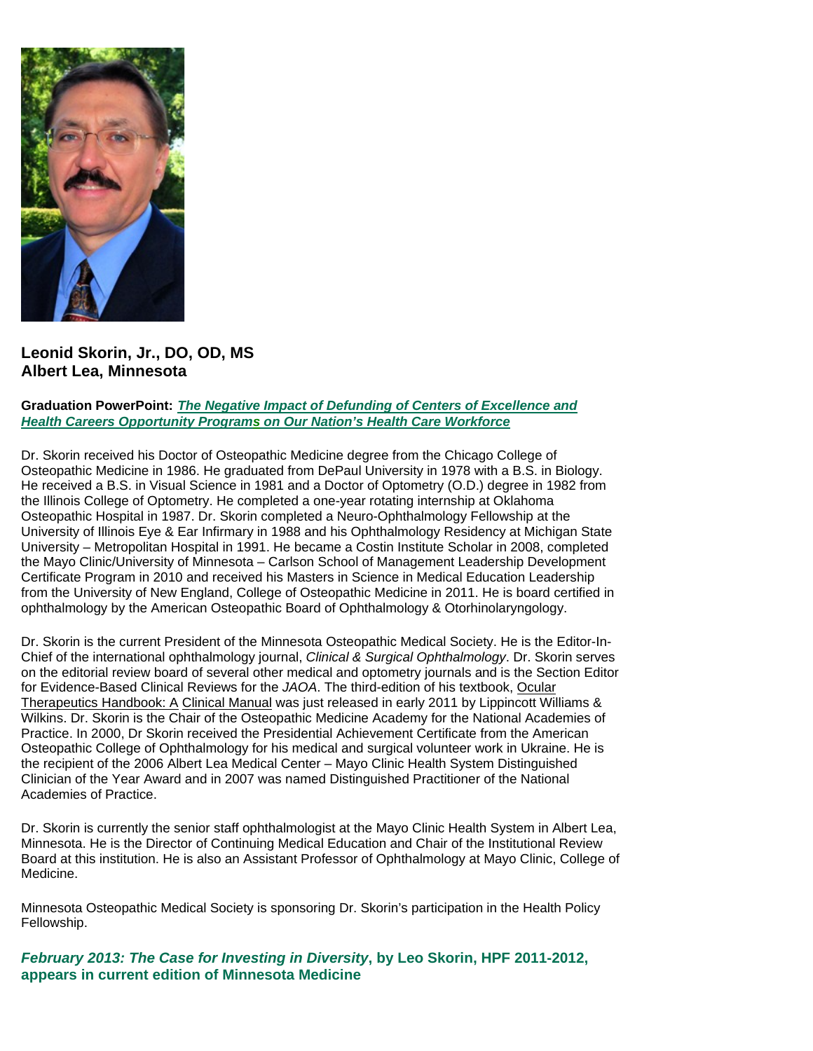**Leonid Skorin, Jr., DO, OD, MS**
**Albert Lea, Minnesota**

**Graduation PowerPoint:** ***The Negative Impact of Defunding of Centers of Excellence and Health Careers Opportunity Programs on Our Nation's Health Care Workforce***

Dr. Skorin received his Doctor of Osteopathic Medicine degree from the Chicago College of Osteopathic Medicine in 1986. He graduated from DePaul University in 1978 with a B.S. in Biology. He received a B.S. in Visual Science in 1981 and a Doctor of Optometry (O.D.) degree in 1982 from the Illinois College of Optometry. He completed a one-year rotating internship at Oklahoma Osteopathic Hospital in 1987. Dr. Skorin completed a Neuro-Ophthalmology Fellowship at the University of Illinois Eye & Ear Infirmary in 1988 and his Ophthalmology Residency at Michigan State University – Metropolitan Hospital in 1991. He became a Costin Institute Scholar in 2008, completed the Mayo Clinic/University of Minnesota – Carlson School of Management Leadership Development Certificate Program in 2010 and received his Masters in Science in Medical Education Leadership from the University of New England, College of Osteopathic Medicine in 2011. He is board certified in ophthalmology by the American Osteopathic Board of Ophthalmology & Otorhinolaryngology.

Dr. Skorin is the current President of the Minnesota Osteopathic Medical Society. He is the Editor-In-Chief of the international ophthalmology journal, *Clinical & Surgical Ophthalmology*. Dr. Skorin serves on the editorial review board of several other medical and optometry journals and is the Section Editor for Evidence-Based Clinical Reviews for the *JAOA*. The third-edition of his textbook, Ocular Therapeutics Handbook: A Clinical Manual was just released in early 2011 by Lippincott Williams & Wilkins. Dr. Skorin is the Chair of the Osteopathic Medicine Academy for the National Academies of Practice. In 2000, Dr Skorin received the Presidential Achievement Certificate from the American Osteopathic College of Ophthalmology for his medical and surgical volunteer work in Ukraine. He is the recipient of the 2006 Albert Lea Medical Center – Mayo Clinic Health System Distinguished Clinician of the Year Award and in 2007 was named Distinguished Practitioner of the National Academies of Practice.

Dr. Skorin is currently the senior staff ophthalmologist at the Mayo Clinic Health System in Albert Lea, Minnesota. He is the Director of Continuing Medical Education and Chair of the Institutional Review Board at this institution. He is also an Assistant Professor of Ophthalmology at Mayo Clinic, College of Medicine.

Minnesota Osteopathic Medical Society is sponsoring Dr. Skorin's participation in the Health Policy Fellowship.

***February 2013: The Case for Investing in Diversity*, by Leo Skorin, HPF 2011-2012, appears in current edition of Minnesota Medicine**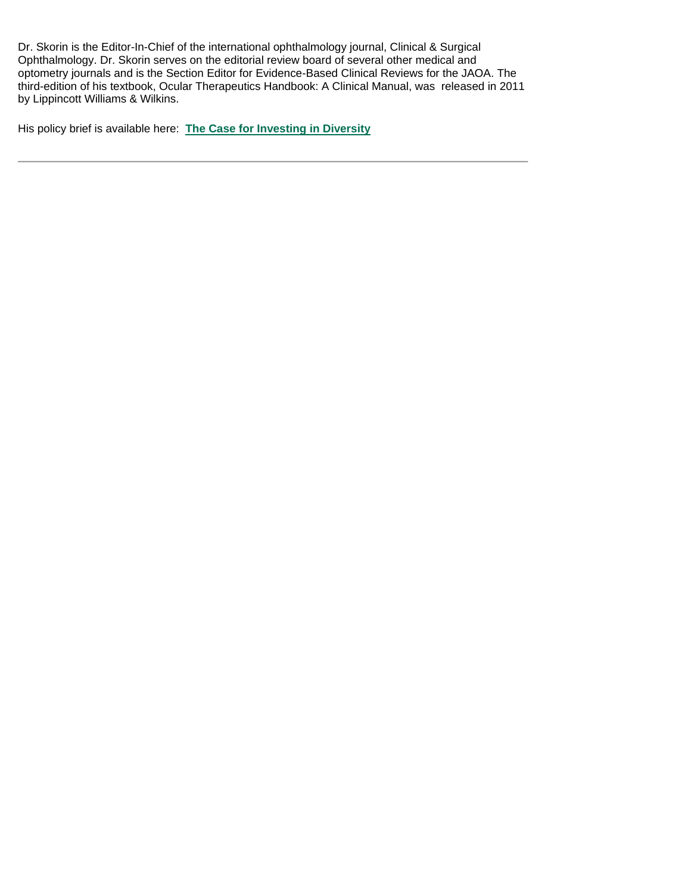Dr. Skorin is the Editor-In-Chief of the international ophthalmology journal, Clinical & Surgical Ophthalmology. Dr. Skorin serves on the editorial review board of several other medical and optometry journals and is the Section Editor for Evidence-Based Clinical Reviews for the JAOA. The third-edition of his textbook, Ocular Therapeutics Handbook: A Clinical Manual, was released in 2011 by Lippincott Williams & Wilkins.

His policy brief is available here: **The Case for Investing in Diversity**

---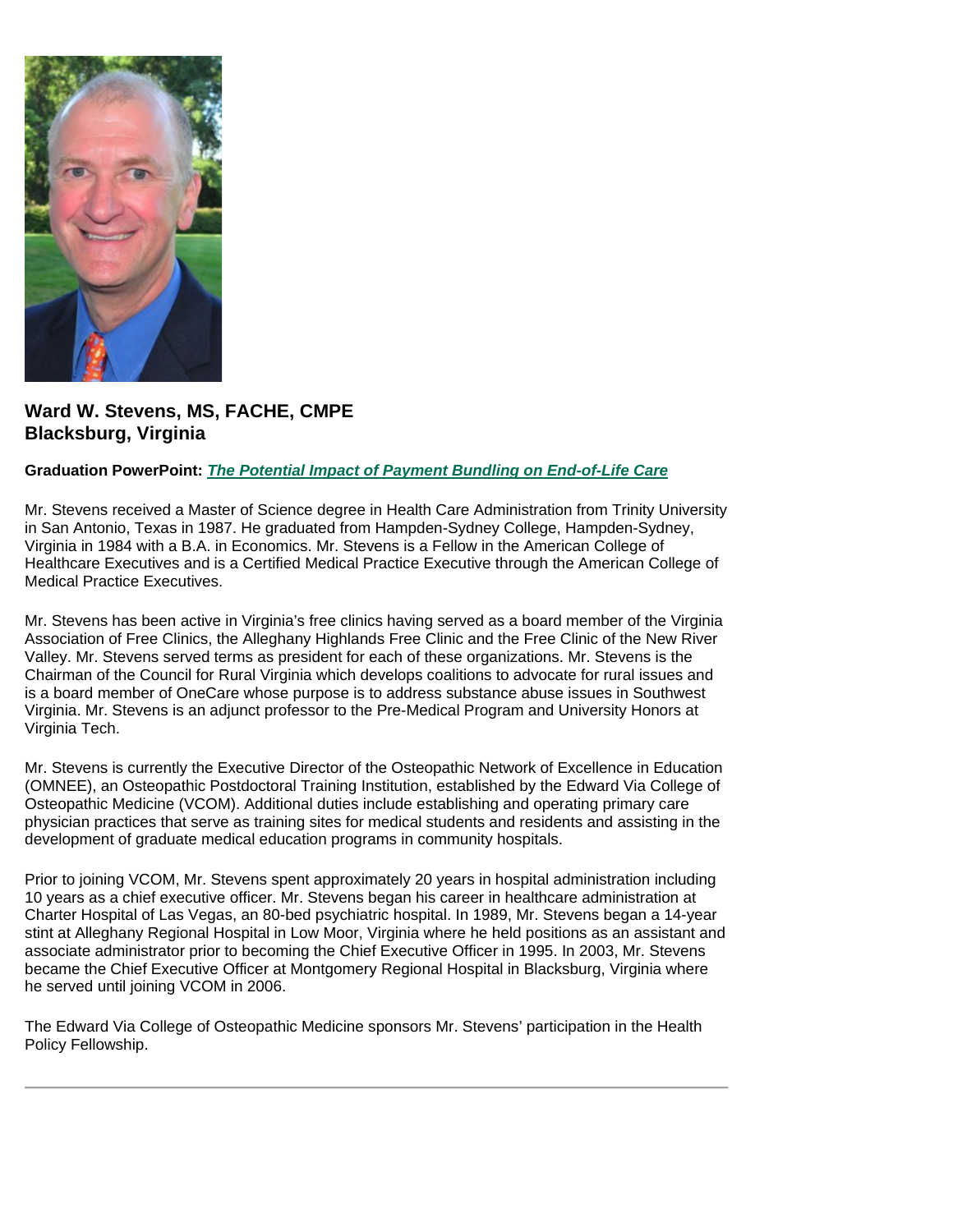**Ward W. Stevens, MS, FACHE, CMPE**
**Blacksburg, Virginia**

**Graduation PowerPoint:** ***The Potential Impact of Payment Bundling on End-of-Life Care***

Mr. Stevens received a Master of Science degree in Health Care Administration from Trinity University in San Antonio, Texas in 1987. He graduated from Hampden-Sydney College, Hampden-Sydney, Virginia in 1984 with a B.A. in Economics. Mr. Stevens is a Fellow in the American College of Healthcare Executives and is a Certified Medical Practice Executive through the American College of Medical Practice Executives.

Mr. Stevens has been active in Virginia's free clinics having served as a board member of the Virginia Association of Free Clinics, the Alleghany Highlands Free Clinic and the Free Clinic of the New River Valley. Mr. Stevens served terms as president for each of these organizations. Mr. Stevens is the Chairman of the Council for Rural Virginia which develops coalitions to advocate for rural issues and is a board member of OneCare whose purpose is to address substance abuse issues in Southwest Virginia. Mr. Stevens is an adjunct professor to the Pre-Medical Program and University Honors at Virginia Tech.

Mr. Stevens is currently the Executive Director of the Osteopathic Network of Excellence in Education (OMNEE), an Osteopathic Postdoctoral Training Institution, established by the Edward Via College of Osteopathic Medicine (VCOM). Additional duties include establishing and operating primary care physician practices that serve as training sites for medical students and residents and assisting in the development of graduate medical education programs in community hospitals.

Prior to joining VCOM, Mr. Stevens spent approximately 20 years in hospital administration including 10 years as a chief executive officer. Mr. Stevens began his career in healthcare administration at Charter Hospital of Las Vegas, an 80-bed psychiatric hospital. In 1989, Mr. Stevens began a 14-year stint at Alleghany Regional Hospital in Low Moor, Virginia where he held positions as an assistant and associate administrator prior to becoming the Chief Executive Officer in 1995. In 2003, Mr. Stevens became the Chief Executive Officer at Montgomery Regional Hospital in Blacksburg, Virginia where he served until joining VCOM in 2006.

The Edward Via College of Osteopathic Medicine sponsors Mr. Stevens' participation in the Health Policy Fellowship.